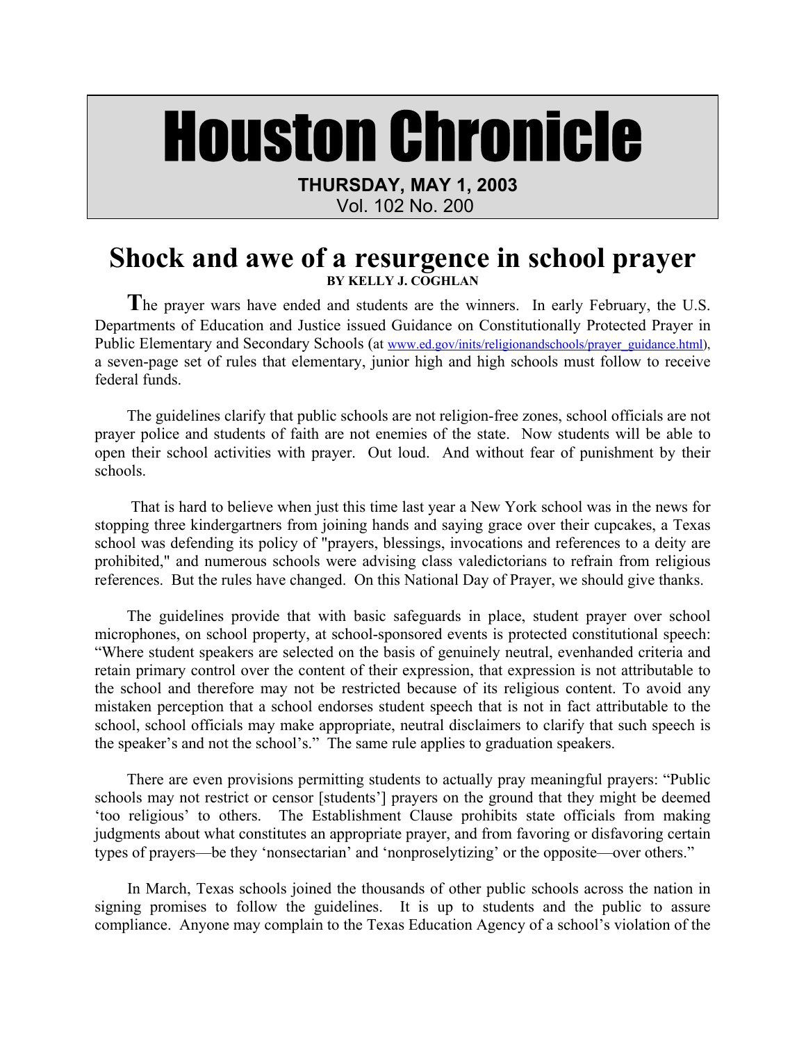# Houston Chronicle

**THURSDAY, MAY 1, 2003**
Vol. 102 No. 200

## Shock and awe of a resurgence in school prayer

**BY KELLY J. COGHLAN**

**T**he prayer wars have ended and students are the winners. In early February, the U.S. Departments of Education and Justice issued Guidance on Constitutionally Protected Prayer in Public Elementary and Secondary Schools (at www.ed.gov/inits/religionandschools/prayer_guidance.html), a seven-page set of rules that elementary, junior high and high schools must follow to receive federal funds.

The guidelines clarify that public schools are not religion-free zones, school officials are not prayer police and students of faith are not enemies of the state. Now students will be able to open their school activities with prayer. Out loud. And without fear of punishment by their schools.

That is hard to believe when just this time last year a New York school was in the news for stopping three kindergartners from joining hands and saying grace over their cupcakes, a Texas school was defending its policy of "prayers, blessings, invocations and references to a deity are prohibited," and numerous schools were advising class valedictorians to refrain from religious references. But the rules have changed. On this National Day of Prayer, we should give thanks.

The guidelines provide that with basic safeguards in place, student prayer over school microphones, on school property, at school-sponsored events is protected constitutional speech: "Where student speakers are selected on the basis of genuinely neutral, evenhanded criteria and retain primary control over the content of their expression, that expression is not attributable to the school and therefore may not be restricted because of its religious content. To avoid any mistaken perception that a school endorses student speech that is not in fact attributable to the school, school officials may make appropriate, neutral disclaimers to clarify that such speech is the speaker's and not the school's." The same rule applies to graduation speakers.

There are even provisions permitting students to actually pray meaningful prayers: "Public schools may not restrict or censor [students'] prayers on the ground that they might be deemed 'too religious' to others. The Establishment Clause prohibits state officials from making judgments about what constitutes an appropriate prayer, and from favoring or disfavoring certain types of prayers—be they 'nonsectarian' and 'nonproselytizing' or the opposite—over others."

In March, Texas schools joined the thousands of other public schools across the nation in signing promises to follow the guidelines. It is up to students and the public to assure compliance. Anyone may complain to the Texas Education Agency of a school's violation of the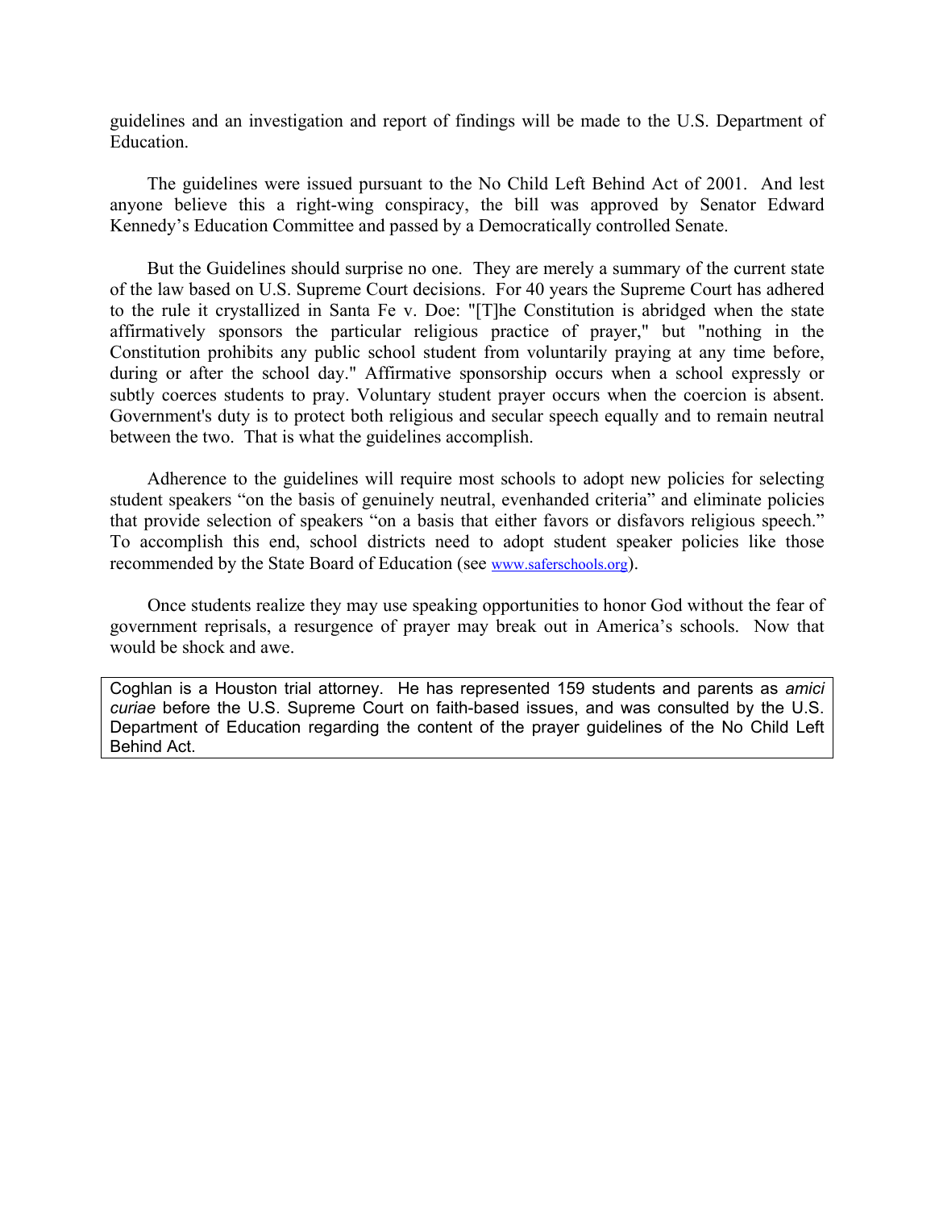guidelines and an investigation and report of findings will be made to the U.S. Department of Education.

The guidelines were issued pursuant to the No Child Left Behind Act of 2001. And lest anyone believe this a right-wing conspiracy, the bill was approved by Senator Edward Kennedy's Education Committee and passed by a Democratically controlled Senate.

But the Guidelines should surprise no one. They are merely a summary of the current state of the law based on U.S. Supreme Court decisions. For 40 years the Supreme Court has adhered to the rule it crystallized in Santa Fe v. Doe: "[T]he Constitution is abridged when the state affirmatively sponsors the particular religious practice of prayer," but "nothing in the Constitution prohibits any public school student from voluntarily praying at any time before, during or after the school day." Affirmative sponsorship occurs when a school expressly or subtly coerces students to pray. Voluntary student prayer occurs when the coercion is absent. Government's duty is to protect both religious and secular speech equally and to remain neutral between the two. That is what the guidelines accomplish.

Adherence to the guidelines will require most schools to adopt new policies for selecting student speakers "on the basis of genuinely neutral, evenhanded criteria" and eliminate policies that provide selection of speakers "on a basis that either favors or disfavors religious speech." To accomplish this end, school districts need to adopt student speaker policies like those recommended by the State Board of Education (see www.saferschools.org).

Once students realize they may use speaking opportunities to honor God without the fear of government reprisals, a resurgence of prayer may break out in America's schools. Now that would be shock and awe.

Coghlan is a Houston trial attorney. He has represented 159 students and parents as *amici curiae* before the U.S. Supreme Court on faith-based issues, and was consulted by the U.S. Department of Education regarding the content of the prayer guidelines of the No Child Left Behind Act.